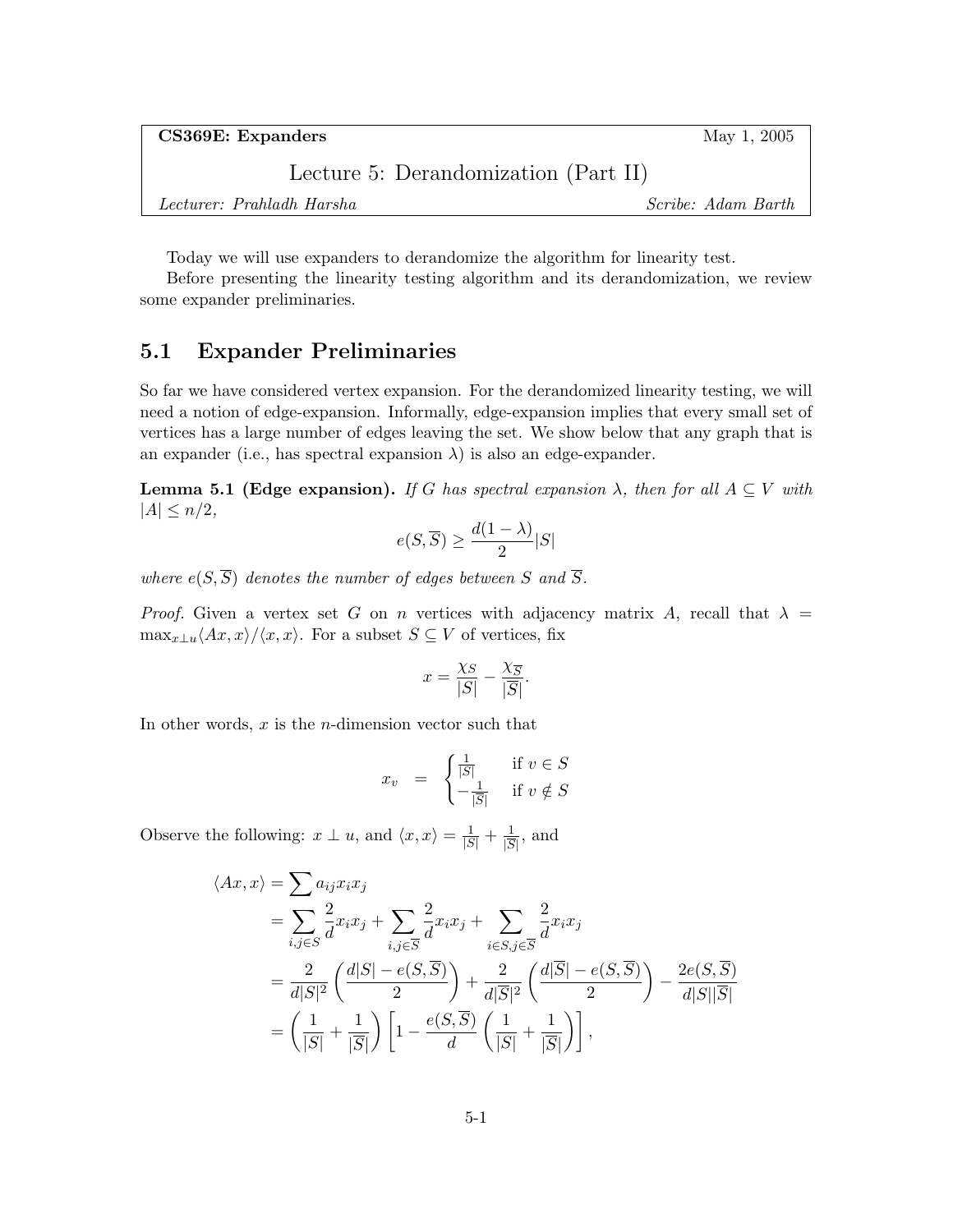**CS369E: Expanders** May 1, 2005

# Lecture 5: Derandomization (Part II)

*Lecturer: Prahladh Harsha* *Scribe: Adam Barth*

Today we will use expanders to derandomize the algorithm for linearity test.

Before presenting the linearity testing algorithm and its derandomization, we review some expander preliminaries.

## 5.1 Expander Preliminaries

So far we have considered vertex expansion. For the derandomized linearity testing, we will need a notion of edge-expansion. Informally, edge-expansion implies that every small set of vertices has a large number of edges leaving the set. We show below that any graph that is an expander (i.e., has spectral expansion $\lambda$) is also an edge-expander.

**Lemma 5.1 (Edge expansion).** *If $G$ has spectral expansion $\lambda$, then for all $A \subseteq V$ with $|A| \leq n/2$,*

$$e(S, \overline{S}) \geq \frac{d(1-\lambda)}{2}|S|$$

*where $e(S, \overline{S})$ denotes the number of edges between $S$ and $\overline{S}$.*

*Proof.* Given a vertex set $G$ on $n$ vertices with adjacency matrix $A$, recall that $\lambda = \max_{x \perp u} \langle Ax, x \rangle / \langle x, x \rangle$. For a subset $S \subseteq V$ of vertices, fix

$$x = \frac{\chi_S}{|S|} - \frac{\chi_{\overline{S}}}{|\overline{S}|}.$$

In other words, $x$ is the $n$-dimension vector such that

$$x_v = \begin{cases} \frac{1}{|S|} & \text{if } v \in S \\ -\frac{1}{|\overline{S}|} & \text{if } v \notin S \end{cases}$$

Observe the following: $x \perp u$, and $\langle x, x \rangle = \frac{1}{|S|} + \frac{1}{|\overline{S}|}$, and

$$\begin{aligned}
\langle Ax, x \rangle &= \sum a_{ij} x_i x_j \\
&= \sum_{i,j \in S} \frac{2}{d} x_i x_j + \sum_{i,j \in \overline{S}} \frac{2}{d} x_i x_j + \sum_{i \in S, j \in \overline{S}} \frac{2}{d} x_i x_j \\
&= \frac{2}{d|S|^2} \left( \frac{d|S| - e(S, \overline{S})}{2} \right) + \frac{2}{d|\overline{S}|^2} \left( \frac{d|\overline{S}| - e(S, \overline{S})}{2} \right) - \frac{2e(S, \overline{S})}{d|S||\overline{S}|} \\
&= \left( \frac{1}{|S|} + \frac{1}{|\overline{S}|} \right) \left[ 1 - \frac{e(S, \overline{S})}{d} \left( \frac{1}{|S|} + \frac{1}{|\overline{S}|} \right) \right],
\end{aligned}$$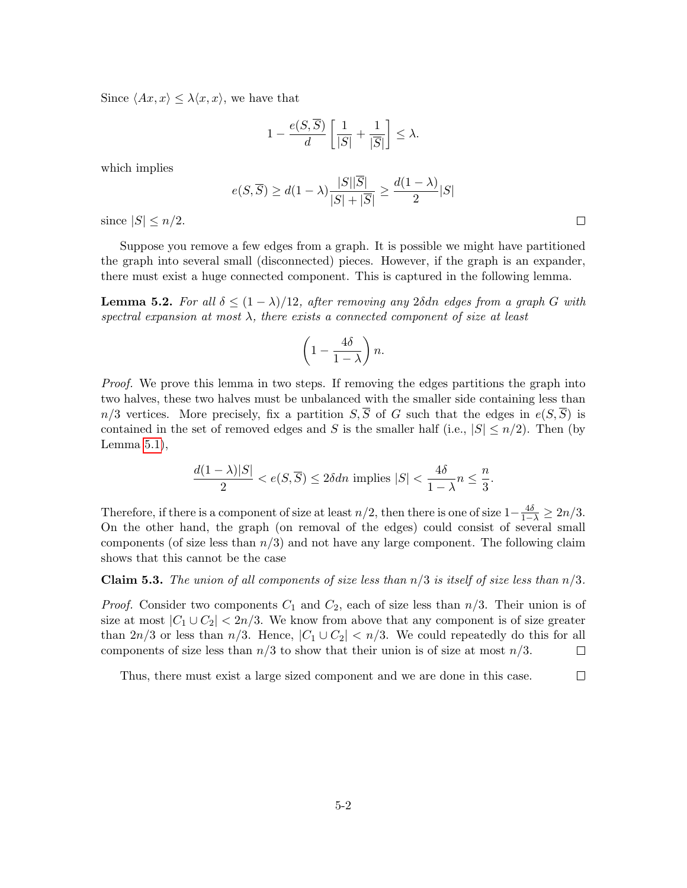Since $\langle Ax, x\rangle \leq \lambda \langle x, x\rangle$, we have that

$$1 - \frac{e(S,\overline{S})}{d}\left[\frac{1}{|S|} + \frac{1}{|\overline{S}|}\right] \leq \lambda.$$

which implies

$$e(S,\overline{S}) \geq d(1-\lambda)\frac{|S||\overline{S}|}{|S| + |\overline{S}|} \geq \frac{d(1-\lambda)}{2}|S|$$

since $|S| \leq n/2$. $\square$

Suppose you remove a few edges from a graph. It is possible we might have partitioned the graph into several small (disconnected) pieces. However, if the graph is an expander, there must exist a huge connected component. This is captured in the following lemma.

**Lemma 5.2.** *For all $\delta \leq (1-\lambda)/12$, after removing any $2\delta dn$ edges from a graph $G$ with spectral expansion at most $\lambda$, there exists a connected component of size at least*

$$\left(1 - \frac{4\delta}{1-\lambda}\right)n.$$

*Proof.* We prove this lemma in two steps. If removing the edges partitions the graph into two halves, these two halves must be unbalanced with the smaller side containing less than $n/3$ vertices. More precisely, fix a partition $S, \overline{S}$ of $G$ such that the edges in $e(S,\overline{S})$ is contained in the set of removed edges and $S$ is the smaller half (i.e., $|S| \leq n/2$). Then (by Lemma 5.1),

$$\frac{d(1-\lambda)|S|}{2} < e(S,\overline{S}) \leq 2\delta dn \text{ implies } |S| < \frac{4\delta}{1-\lambda}n \leq \frac{n}{3}.$$

Therefore, if there is a component of size at least $n/2$, then there is one of size $1-\frac{4\delta}{1-\lambda} \geq 2n/3$. On the other hand, the graph (on removal of the edges) could consist of several small components (of size less than $n/3$) and not have any large component. The following claim shows that this cannot be the case

**Claim 5.3.** *The union of all components of size less than $n/3$ is itself of size less than $n/3$.*

*Proof.* Consider two components $C_1$ and $C_2$, each of size less than $n/3$. Their union is of size at most $|C_1 \cup C_2| < 2n/3$. We know from above that any component is of size greater than $2n/3$ or less than $n/3$. Hence, $|C_1 \cup C_2| < n/3$. We could repeatedly do this for all components of size less than $n/3$ to show that their union is of size at most $n/3$. $\square$

Thus, there must exist a large sized component and we are done in this case. $\square$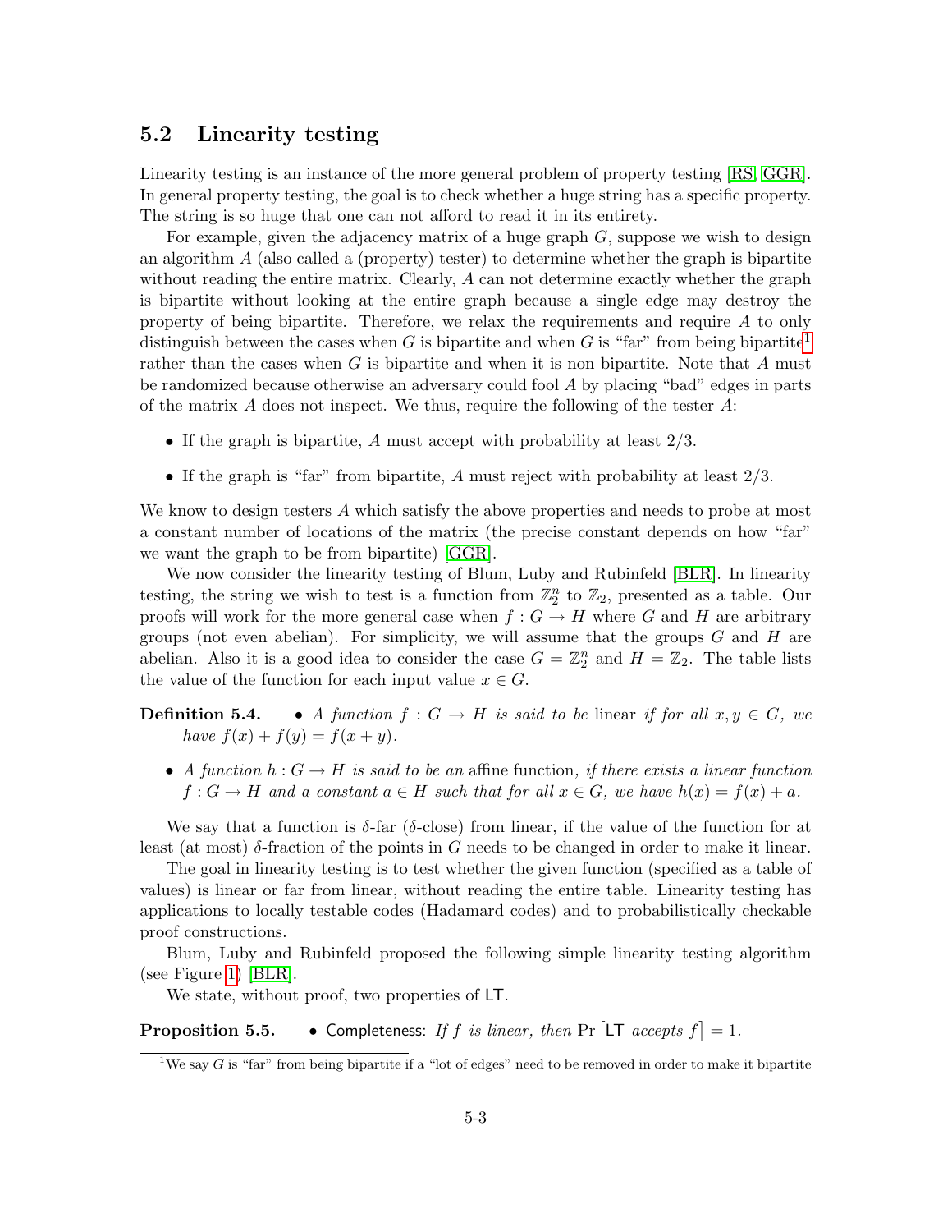## 5.2 Linearity testing

Linearity testing is an instance of the more general problem of property testing [RS, GGR]. In general property testing, the goal is to check whether a huge string has a specific property. The string is so huge that one can not afford to read it in its entirety.

For example, given the adjacency matrix of a huge graph $G$, suppose we wish to design an algorithm $A$ (also called a (property) tester) to determine whether the graph is bipartite without reading the entire matrix. Clearly, $A$ can not determine exactly whether the graph is bipartite without looking at the entire graph because a single edge may destroy the property of being bipartite. Therefore, we relax the requirements and require $A$ to only distinguish between the cases when $G$ is bipartite and when $G$ is "far" from being bipartite[1] rather than the cases when $G$ is bipartite and when it is non bipartite. Note that $A$ must be randomized because otherwise an adversary could fool $A$ by placing "bad" edges in parts of the matrix $A$ does not inspect. We thus, require the following of the tester $A$:

- If the graph is bipartite, $A$ must accept with probability at least $2/3$.
- If the graph is "far" from bipartite, $A$ must reject with probability at least $2/3$.

We know to design testers $A$ which satisfy the above properties and needs to probe at most a constant number of locations of the matrix (the precise constant depends on how "far" we want the graph to be from bipartite) [GGR].

We now consider the linearity testing of Blum, Luby and Rubinfeld [BLR]. In linearity testing, the string we wish to test is a function from $\mathbb{Z}_2^n$ to $\mathbb{Z}_2$, presented as a table. Our proofs will work for the more general case when $f : G \to H$ where $G$ and $H$ are arbitrary groups (not even abelian). For simplicity, we will assume that the groups $G$ and $H$ are abelian. Also it is a good idea to consider the case $G = \mathbb{Z}_2^n$ and $H = \mathbb{Z}_2$. The table lists the value of the function for each input value $x \in G$.

**Definition 5.4.**
- *A function $f : G \to H$ is said to be* linear *if for all $x, y \in G$, we have $f(x) + f(y) = f(x + y)$.*
- *A function $h : G \to H$ is said to be an* affine function*, if there exists a linear function $f : G \to H$ and a constant $a \in H$ such that for all $x \in G$, we have $h(x) = f(x) + a$.*

We say that a function is $\delta$-far ($\delta$-close) from linear, if the value of the function for at least (at most) $\delta$-fraction of the points in $G$ needs to be changed in order to make it linear.

The goal in linearity testing is to test whether the given function (specified as a table of values) is linear or far from linear, without reading the entire table. Linearity testing has applications to locally testable codes (Hadamard codes) and to probabilistically checkable proof constructions.

Blum, Luby and Rubinfeld proposed the following simple linearity testing algorithm (see Figure 1) [BLR].

We state, without proof, two properties of LT.

**Proposition 5.5.**
- Completeness: *If $f$ is linear, then $\Pr\left[\mathsf{LT} \text{ accepts } f\right] = 1$.*

[1] We say $G$ is "far" from being bipartite if a "lot of edges" need to be removed in order to make it bipartite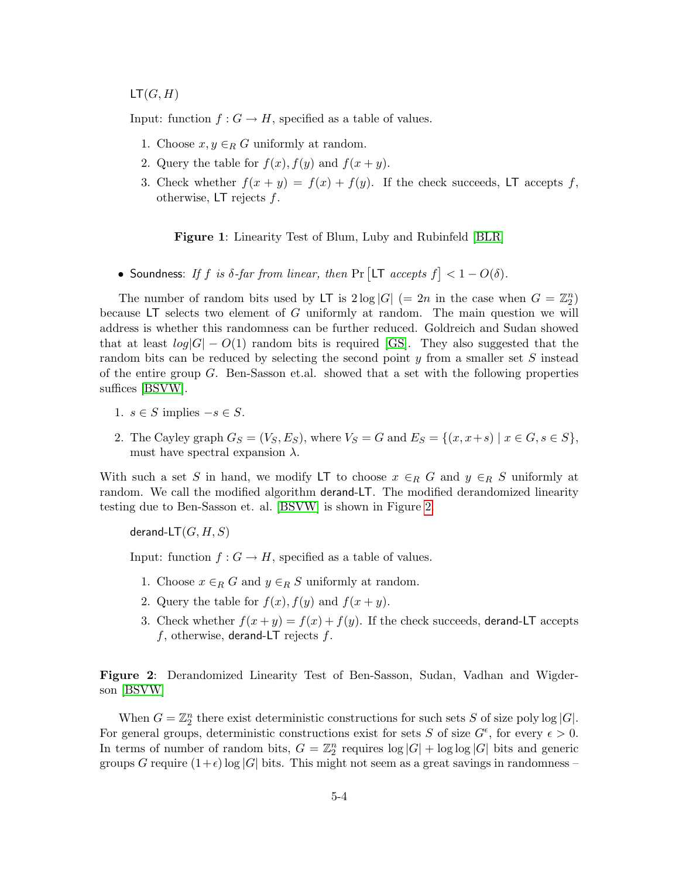$\mathsf{LT}(G, H)$

Input: function $f : G \to H$, specified as a table of values.

1. Choose $x, y \in_R G$ uniformly at random.
2. Query the table for $f(x), f(y)$ and $f(x + y)$.
3. Check whether $f(x + y) = f(x) + f(y)$. If the check succeeds, $\mathsf{LT}$ accepts $f$, otherwise, $\mathsf{LT}$ rejects $f$.

**Figure 1**: Linearity Test of Blum, Luby and Rubinfeld [BLR]

- Soundness: *If $f$ is $\delta$-far from linear, then* $\Pr\left[\mathsf{LT} \text{ accepts } f\right] < 1 - O(\delta)$.

The number of random bits used by $\mathsf{LT}$ is $2 \log |G|$ ($= 2n$ in the case when $G = \mathbb{Z}_2^n$) because $\mathsf{LT}$ selects two element of $G$ uniformly at random. The main question we will address is whether this randomness can be further reduced. Goldreich and Sudan showed that at least $log|G| - O(1)$ random bits is required [GS]. They also suggested that the random bits can be reduced by selecting the second point $y$ from a smaller set $S$ instead of the entire group $G$. Ben-Sasson et.al. showed that a set with the following properties suffices [BSVW].

1. $s \in S$ implies $-s \in S$.
2. The Cayley graph $G_S = (V_S, E_S)$, where $V_S = G$ and $E_S = \{(x, x+s) \mid x \in G, s \in S\}$, must have spectral expansion $\lambda$.

With such a set $S$ in hand, we modify $\mathsf{LT}$ to choose $x \in_R G$ and $y \in_R S$ uniformly at random. We call the modified algorithm derand-LT. The modified derandomized linearity testing due to Ben-Sasson et. al. [BSVW] is shown in Figure 2.

derand-LT$(G, H, S)$

Input: function $f : G \to H$, specified as a table of values.

1. Choose $x \in_R G$ and $y \in_R S$ uniformly at random.
2. Query the table for $f(x), f(y)$ and $f(x + y)$.
3. Check whether $f(x + y) = f(x) + f(y)$. If the check succeeds, derand-LT accepts $f$, otherwise, derand-LT rejects $f$.

**Figure 2**: Derandomized Linearity Test of Ben-Sasson, Sudan, Vadhan and Wigderson [BSVW]

When $G = \mathbb{Z}_2^n$ there exist deterministic constructions for such sets $S$ of size poly $\log |G|$. For general groups, deterministic constructions exist for sets $S$ of size $G^\epsilon$, for every $\epsilon > 0$. In terms of number of random bits, $G = \mathbb{Z}_2^n$ requires $\log |G| + \log \log |G|$ bits and generic groups $G$ require $(1+\epsilon) \log |G|$ bits. This might not seem as a great savings in randomness –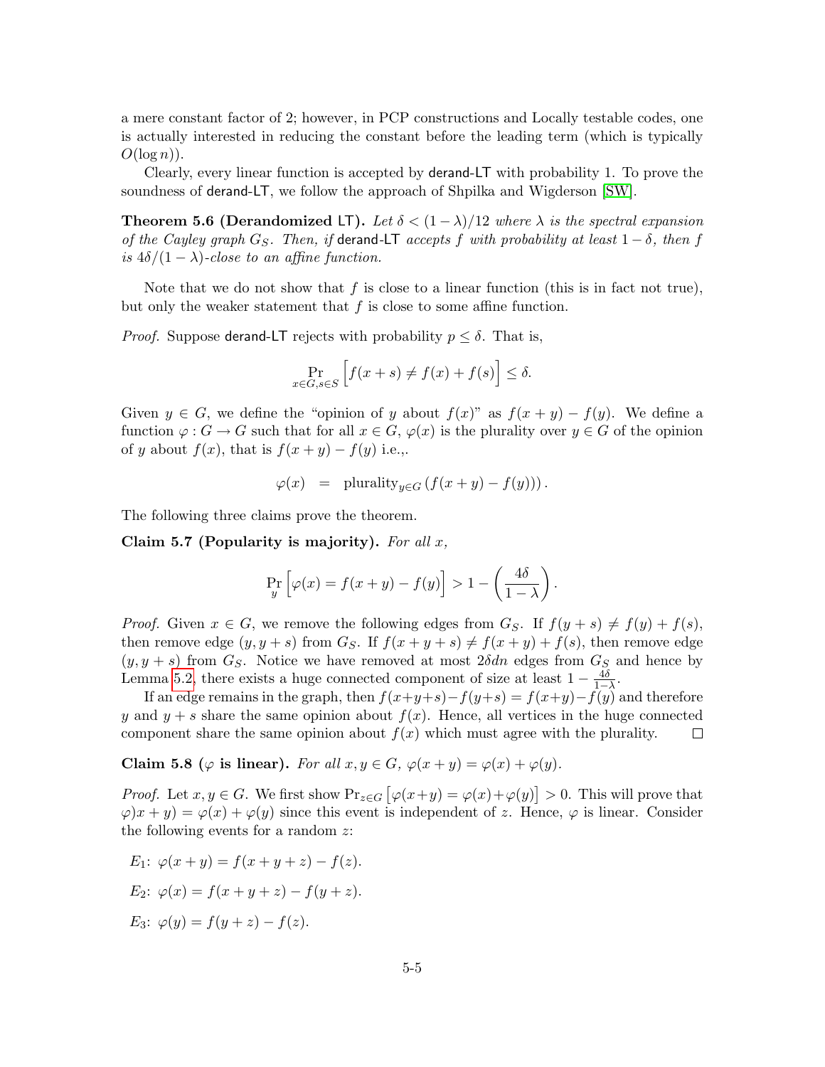a mere constant factor of 2; however, in PCP constructions and Locally testable codes, one is actually interested in reducing the constant before the leading term (which is typically $O(\log n)$).

Clearly, every linear function is accepted by derand-LT with probability 1. To prove the soundness of derand-LT, we follow the approach of Shpilka and Wigderson [SW].

**Theorem 5.6 (Derandomized LT).** *Let $\delta < (1-\lambda)/12$ where $\lambda$ is the spectral expansion of the Cayley graph $G_S$. Then, if derand-LT accepts $f$ with probability at least $1-\delta$, then $f$ is $4\delta/(1-\lambda)$-close to an affine function.*

Note that we do not show that $f$ is close to a linear function (this is in fact not true), but only the weaker statement that $f$ is close to some affine function.

*Proof.* Suppose derand-LT rejects with probability $p \leq \delta$. That is,

$$\Pr_{x \in G, s \in S}\Big[f(x+s) \neq f(x) + f(s)\Big] \leq \delta.$$

Given $y \in G$, we define the "opinion of $y$ about $f(x)$" as $f(x+y) - f(y)$. We define a function $\varphi : G \to G$ such that for all $x \in G$, $\varphi(x)$ is the plurality over $y \in G$ of the opinion of $y$ about $f(x)$, that is $f(x+y) - f(y)$ i.e.,.

$$\varphi(x) \quad = \quad \text{plurality}_{y \in G}\left(f(x+y) - f(y)\right).$$

The following three claims prove the theorem.

**Claim 5.7 (Popularity is majority).** *For all $x$,*

$$\Pr_y\Big[\varphi(x) = f(x+y) - f(y)\Big] > 1 - \left(\frac{4\delta}{1-\lambda}\right).$$

*Proof.* Given $x \in G$, we remove the following edges from $G_S$. If $f(y+s) \neq f(y) + f(s)$, then remove edge $(y, y+s)$ from $G_S$. If $f(x+y+s) \neq f(x+y) + f(s)$, then remove edge $(y, y+s)$ from $G_S$. Notice we have removed at most $2\delta dn$ edges from $G_S$ and hence by Lemma 5.2, there exists a huge connected component of size at least $1 - \frac{4\delta}{1-\lambda}$.

If an edge remains in the graph, then $f(x+y+s) - f(y+s) = f(x+y) - f(y)$ and therefore $y$ and $y+s$ share the same opinion about $f(x)$. Hence, all vertices in the huge connected component share the same opinion about $f(x)$ which must agree with the plurality. □

**Claim 5.8 ($\varphi$ is linear).** *For all $x, y \in G$, $\varphi(x+y) = \varphi(x) + \varphi(y)$.*

*Proof.* Let $x, y \in G$. We first show $\Pr_{z \in G}\big[\varphi(x+y) = \varphi(x) + \varphi(y)\big] > 0$. This will prove that $\varphi)x+y) = \varphi(x) + \varphi(y)$ since this event is independent of $z$. Hence, $\varphi$ is linear. Consider the following events for a random $z$:

$E_1$: $\varphi(x+y) = f(x+y+z) - f(z)$.

$E_2$: $\varphi(x) = f(x+y+z) - f(y+z)$.

$E_3$: $\varphi(y) = f(y+z) - f(z)$.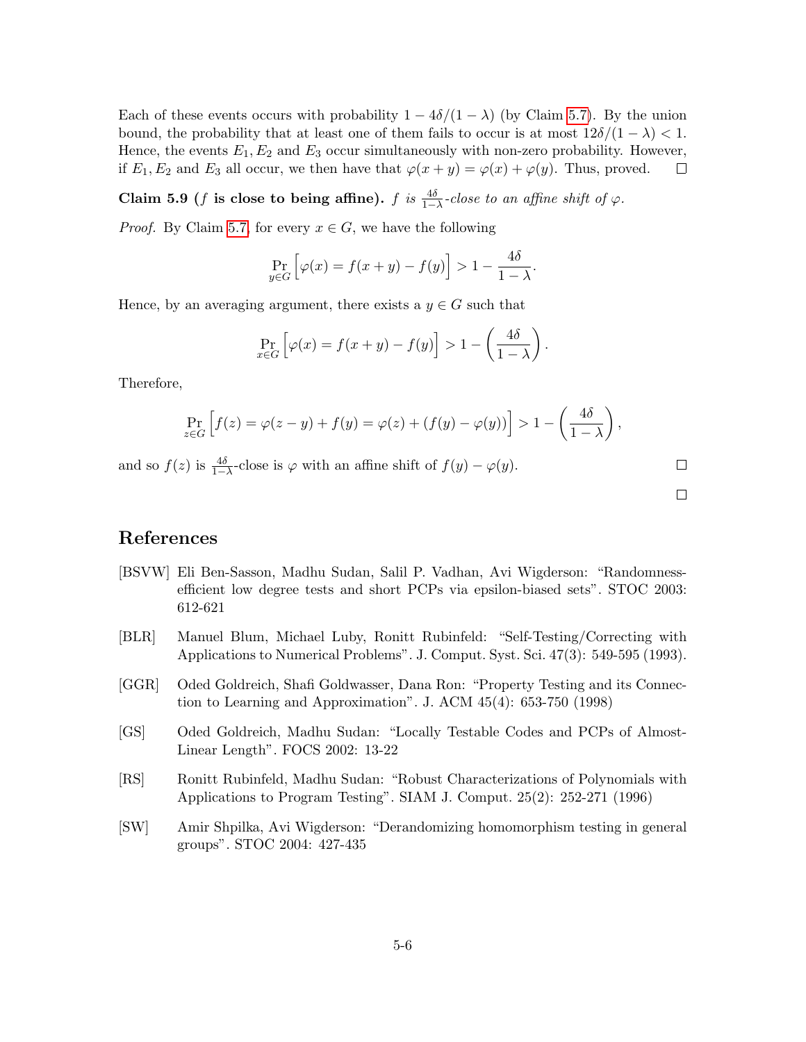Each of these events occurs with probability $1 - 4\delta/(1-\lambda)$ (by Claim 5.7). By the union bound, the probability that at least one of them fails to occur is at most $12\delta/(1-\lambda) < 1$. Hence, the events $E_1, E_2$ and $E_3$ occur simultaneously with non-zero probability. However, if $E_1, E_2$ and $E_3$ all occur, we then have that $\varphi(x+y) = \varphi(x) + \varphi(y)$. Thus, proved. □

**Claim 5.9 ($f$ is close to being affine).** *$f$ is $\frac{4\delta}{1-\lambda}$-close to an affine shift of $\varphi$.*

*Proof.* By Claim 5.7, for every $x \in G$, we have the following

$$\Pr_{y \in G}\Big[\varphi(x) = f(x+y) - f(y)\Big] > 1 - \frac{4\delta}{1-\lambda}.$$

Hence, by an averaging argument, there exists a $y \in G$ such that

$$\Pr_{x \in G}\Big[\varphi(x) = f(x+y) - f(y)\Big] > 1 - \left(\frac{4\delta}{1-\lambda}\right).$$

Therefore,

$$\Pr_{z \in G}\Big[f(z) = \varphi(z-y) + f(y) = \varphi(z) + (f(y) - \varphi(y))\Big] > 1 - \left(\frac{4\delta}{1-\lambda}\right),$$

and so $f(z)$ is $\frac{4\delta}{1-\lambda}$-close is $\varphi$ with an affine shift of $f(y) - \varphi(y)$. □

□

## References

[BSVW] Eli Ben-Sasson, Madhu Sudan, Salil P. Vadhan, Avi Wigderson: "Randomness-efficient low degree tests and short PCPs via epsilon-biased sets". STOC 2003: 612-621

[BLR] Manuel Blum, Michael Luby, Ronitt Rubinfeld: "Self-Testing/Correcting with Applications to Numerical Problems". J. Comput. Syst. Sci. 47(3): 549-595 (1993).

[GGR] Oded Goldreich, Shafi Goldwasser, Dana Ron: "Property Testing and its Connection to Learning and Approximation". J. ACM 45(4): 653-750 (1998)

[GS] Oded Goldreich, Madhu Sudan: "Locally Testable Codes and PCPs of Almost-Linear Length". FOCS 2002: 13-22

[RS] Ronitt Rubinfeld, Madhu Sudan: "Robust Characterizations of Polynomials with Applications to Program Testing". SIAM J. Comput. 25(2): 252-271 (1996)

[SW] Amir Shpilka, Avi Wigderson: "Derandomizing homomorphism testing in general groups". STOC 2004: 427-435